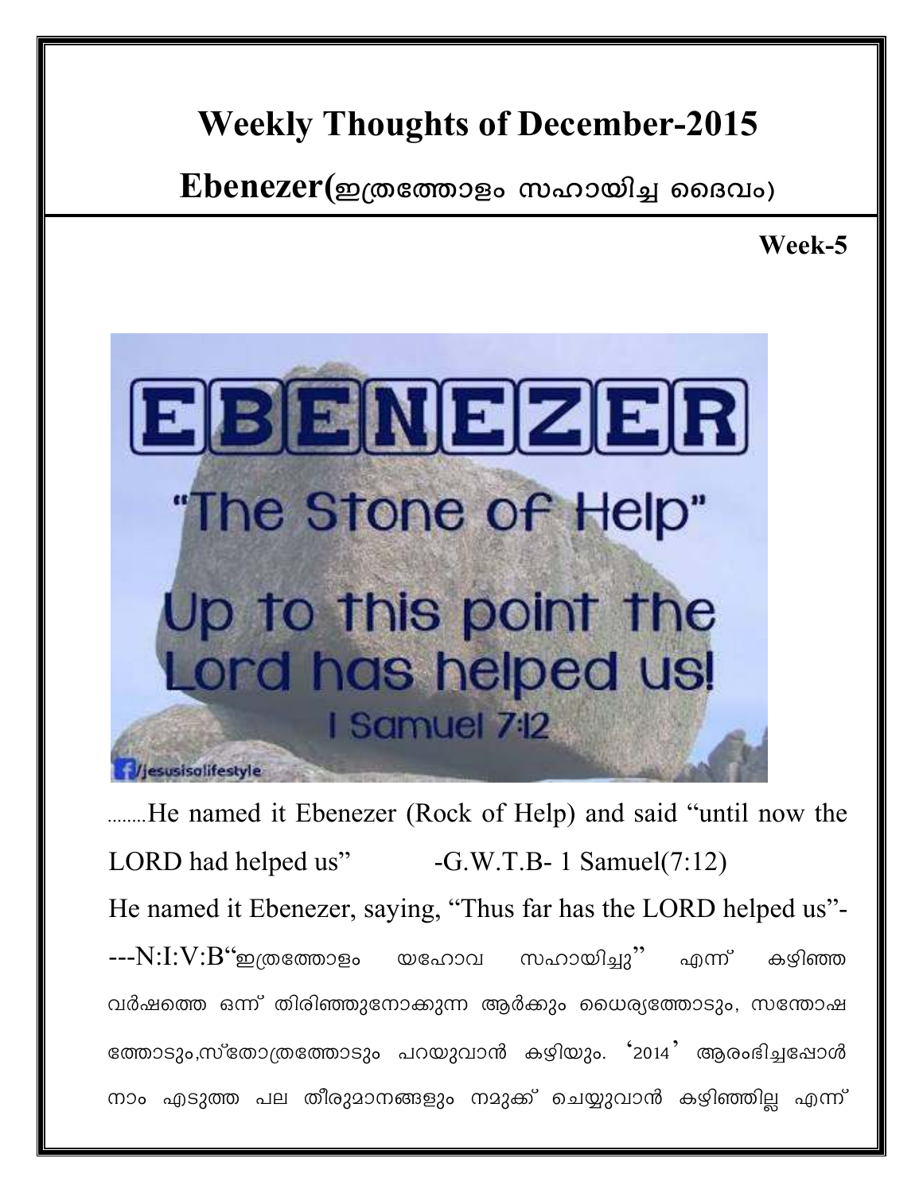# Weekly Thoughts of December-2015

## Ebenezer(ഇത്രത്തോളം സഹായിച്ച ദൈവം)

**Week-5**

........He named it Ebenezer (Rock of Help) and said “until now the LORD had helped us” -G.W.T.B- 1 Samuel(7:12)

He named it Ebenezer, saying, “Thus far has the LORD helped us”----N:I:V:B“ഇത്രത്തോളം യഹോവ സഹായിച്ചു” എന്ന് കഴിഞ്ഞ വർഷത്തെ ഒന്ന് തിരിഞ്ഞുനോക്കുന്ന ആർക്കും ധൈര്യത്തോടും, സന്തോഷ ത്തോടും,സ്തോത്രത്തോടും പറയുവാൻ കഴിയും. ‘2014’ ആരംഭിച്ചപ്പോൾ നാം എടുത്ത പല തീരുമാനങ്ങളും നമുക്ക് ചെയ്യുവാൻ കഴിഞ്ഞില്ല എന്ന്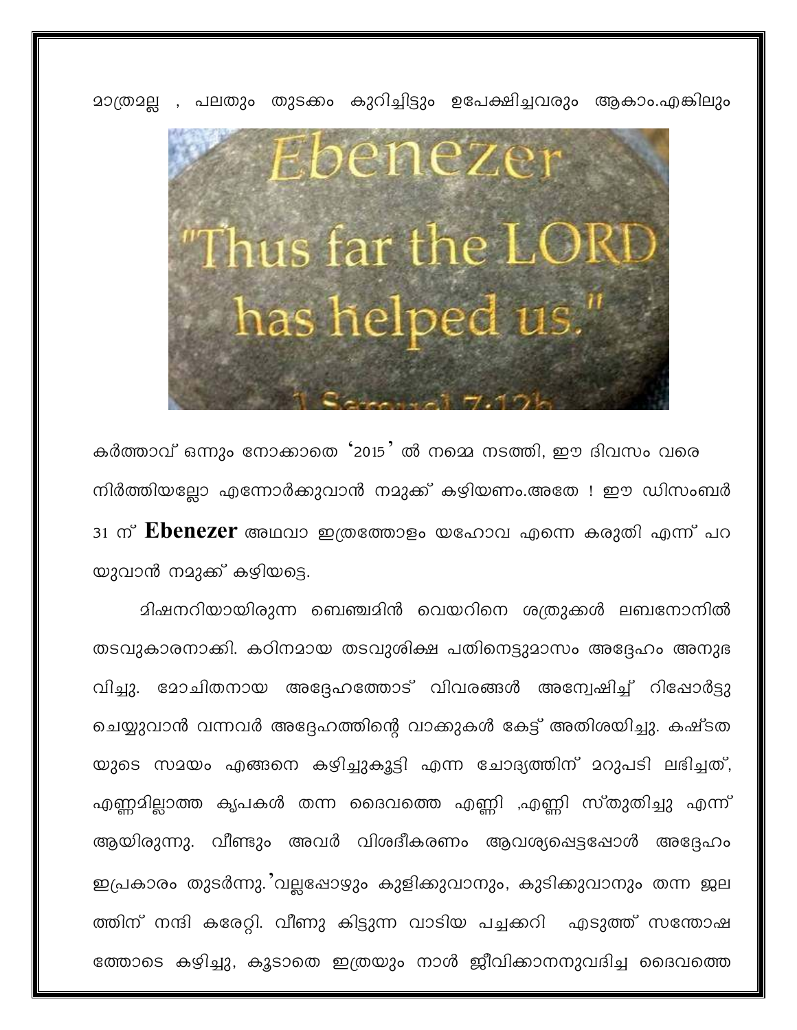മാത്രമല്ല , പലതും തുടക്കം കുറിച്ചിട്ടും ഉപേക്ഷിച്ചവരും ആകാം.എങ്കിലും

കർത്താവ് ഒന്നും നോക്കാതെ '2015' ൽ നമ്മെ നടത്തി, ഈ ദിവസം വരെ നിർത്തിയല്ലോ എന്നോർക്കുവാൻ നമുക്ക് കഴിയണം.അതേ ! ഈ ഡിസംബർ 31 ന് **Ebenezer** അഥവാ ഇത്രത്തോളം യഹോവ എന്നെ കരുതി എന്ന് പറയുവാൻ നമുക്ക് കഴിയട്ടെ.

മിഷനറിയായിരുന്ന ബെഞ്ചമിൻ വെയറിനെ ശത്രുക്കൾ ലബനോനിൽ തടവുകാരനാക്കി. കഠിനമായ തടവുശിക്ഷ പതിനെട്ടുമാസം അദ്ദേഹം അനുഭവിച്ചു. മോചിതനായ അദ്ദേഹത്തോട് വിവരങ്ങൾ അന്വേഷിച്ച് റിപ്പോർട്ടു ചെയ്യുവാൻ വന്നവർ അദ്ദേഹത്തിന്റെ വാക്കുകൾ കേട്ട് അതിശയിച്ചു. കഷ്ടതയുടെ സമയം എങ്ങനെ കഴിച്ചുകൂട്ടി എന്ന ചോദ്യത്തിന് മറുപടി ലഭിച്ചത്, എണ്ണമില്ലാത്ത കൃപകൾ തന്ന ദൈവത്തെ എണ്ണി ,എണ്ണി സ്തുതിച്ചു എന്ന് ആയിരുന്നു. വീണ്ടും അവർ വിശദീകരണം ആവശ്യപ്പെട്ടപ്പോൾ അദ്ദേഹം ഇപ്രകാരം തുടർന്നു.'വല്ലപ്പോഴും കുളിക്കുവാനും, കുടിക്കുവാനും തന്ന ജലത്തിന് നന്ദി കരേറ്റി. വീണു കിട്ടുന്ന വാടിയ പച്ചക്കറി എടുത്ത് സന്തോഷത്തോടെ കഴിച്ചു, കൂടാതെ ഇത്രയും നാൾ ജീവിക്കാനനുവദിച്ച ദൈവത്തെ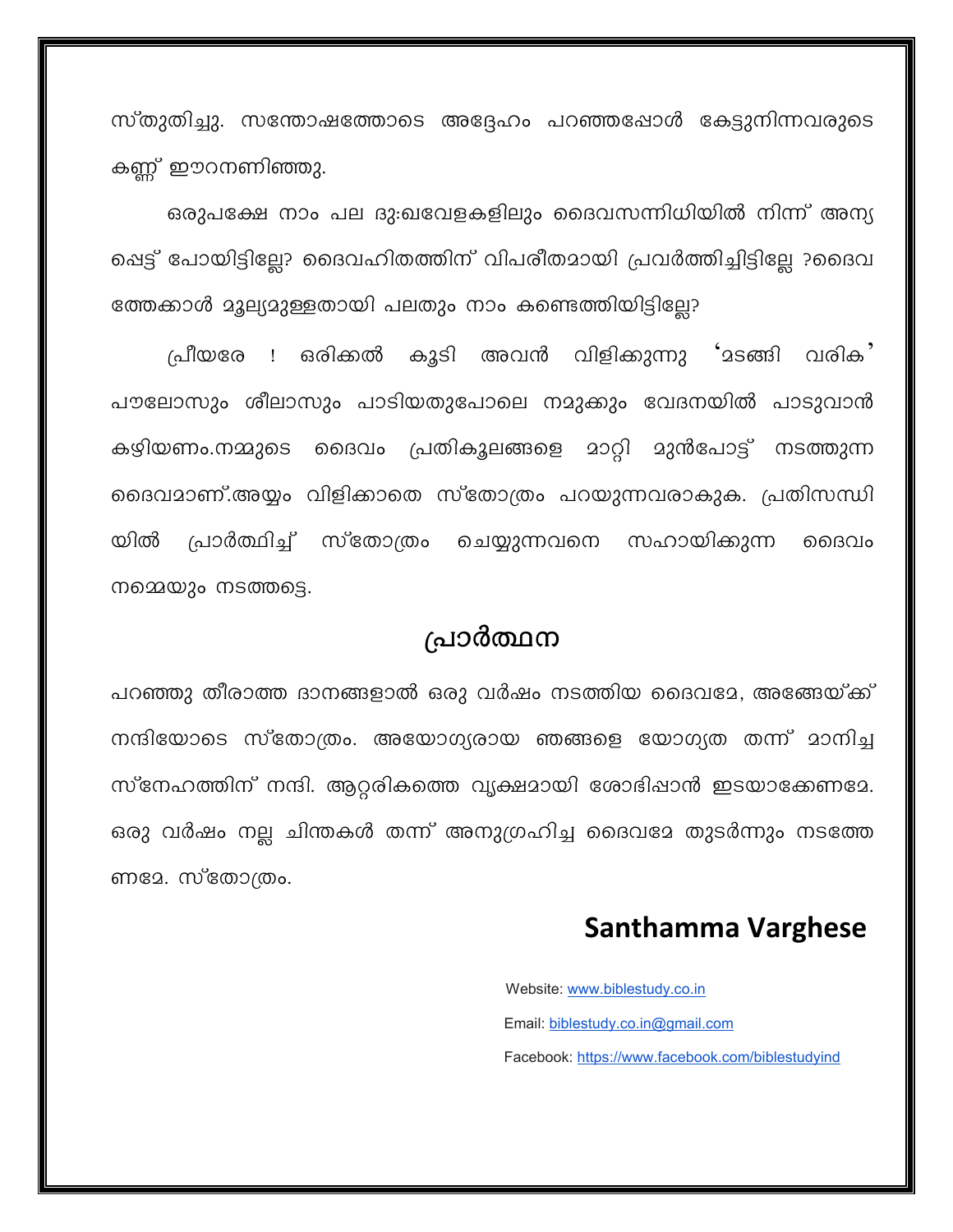സ്തുതിച്ചു. സന്തോഷത്തോടെ അദ്ദേഹം പറഞ്ഞപ്പോൾ കേട്ടുനിന്നവരുടെ കണ്ണ് ഈറനണിഞ്ഞു.

ഒരുപക്ഷേ നാം പല ദു:ഖവേളകളിലും ദൈവസന്നിധിയിൽ നിന്ന് അന്യ പ്പെട്ട് പോയിട്ടില്ലേ? ദൈവഹിതത്തിന് വിപരീതമായി പ്രവർത്തിച്ചിട്ടില്ലേ ?ദൈവ ത്തേക്കാൾ മൂല്യമുള്ളതായി പലതും നാം കണ്ടെത്തിയിട്ടില്ലേ?

പ്രീയരേ ! ഒരിക്കൽ കൂടി അവൻ വിളിക്കുന്നു 'മടങ്ങി വരിക' പൗലോസും ശീലാസും പാടിയതുപോലെ നമുക്കും വേദനയിൽ പാടുവാൻ കഴിയണം.നമ്മുടെ ദൈവം പ്രതികൂലങ്ങളെ മാറ്റി മുൻപോട്ട് നടത്തുന്ന ദൈവമാണ്.അയ്യം വിളിക്കാതെ സ്തോത്രം പറയുന്നവരാകുക. പ്രതിസന്ധി യിൽ പ്രാർത്ഥിച്ച് സ്തോത്രം ചെയ്യുന്നവനെ സഹായിക്കുന്ന ദൈവം നമ്മെയും നടത്തട്ടെ.

## പ്രാർത്ഥന

പറഞ്ഞു തീരാത്ത ദാനങ്ങളാൽ ഒരു വർഷം നടത്തിയ ദൈവമേ, അങ്ങേയ്ക്ക് നന്ദിയോടെ സ്തോത്രം. അയോഗ്യരായ ഞങ്ങളെ യോഗ്യത തന്ന് മാനിച്ച സ്നേഹത്തിന് നന്ദി. ആറ്റരികത്തെ വൃക്ഷമായി ശോഭിപ്പാൻ ഇടയാക്കേണമേ. ഒരു വർഷം നല്ല ചിന്തകൾ തന്ന് അനുഗ്രഹിച്ച ദൈവമേ തുടർന്നും നടത്തേ ണമേ. സ്തോത്രം.

**Santhamma Varghese**

Website: www.biblestudy.co.in

Email: biblestudy.co.in@gmail.com

Facebook: https://www.facebook.com/biblestudyind